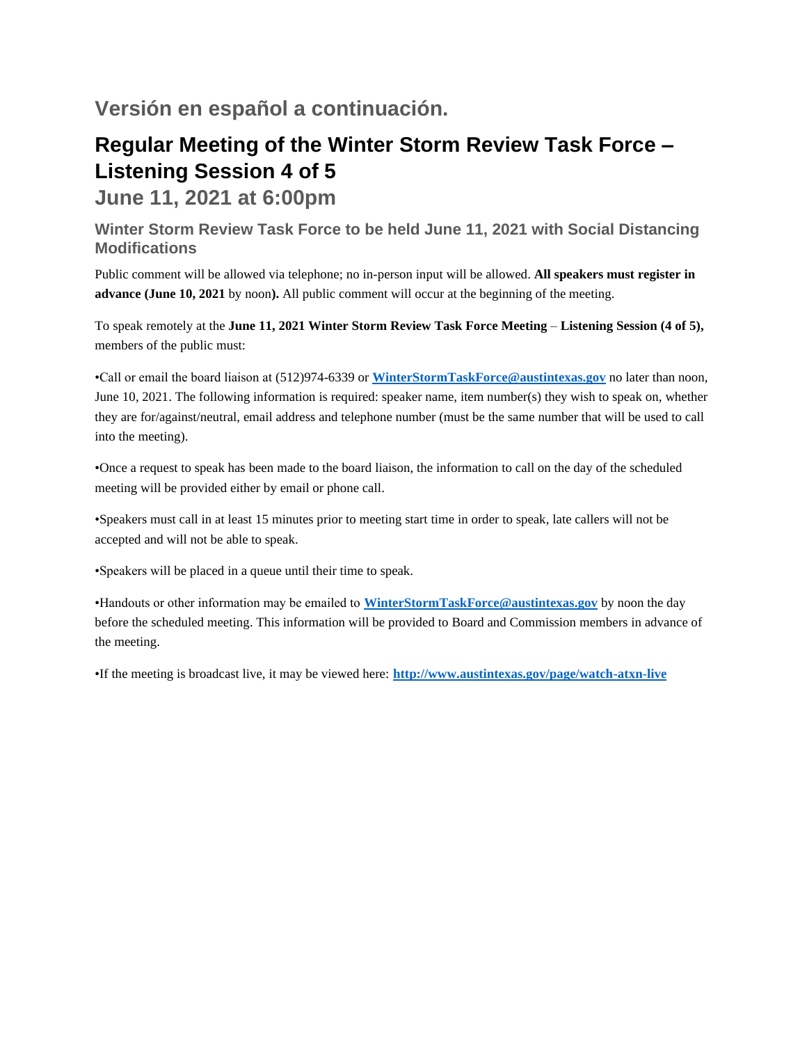## Versión en español a continuación.

# Regular Meeting of the Winter Storm Review Task Force – Listening Session 4 of 5

## June 11, 2021 at 6:00pm

### Winter Storm Review Task Force to be held June 11, 2021 with Social Distancing Modifications

Public comment will be allowed via telephone; no in-person input will be allowed. **All speakers must register in advance (June 10, 2021** by noon**).** All public comment will occur at the beginning of the meeting.

To speak remotely at the **June 11, 2021 Winter Storm Review Task Force Meeting** – **Listening Session (4 of 5),** members of the public must:

•Call or email the board liaison at (512)974-6339 or **[WinterStormTaskForce@austintexas.gov](mailto:WinterStormTaskForce@austintexas.gov)** no later than noon, June 10, 2021. The following information is required: speaker name, item number(s) they wish to speak on, whether they are for/against/neutral, email address and telephone number (must be the same number that will be used to call into the meeting).

•Once a request to speak has been made to the board liaison, the information to call on the day of the scheduled meeting will be provided either by email or phone call.

•Speakers must call in at least 15 minutes prior to meeting start time in order to speak, late callers will not be accepted and will not be able to speak.

•Speakers will be placed in a queue until their time to speak.

•Handouts or other information may be emailed to **[WinterStormTaskForce@austintexas.gov](mailto:WinterStormTaskForce@austintexas.gov)** by noon the day before the scheduled meeting. This information will be provided to Board and Commission members in advance of the meeting.

•If the meeting is broadcast live, it may be viewed here: **[http://www.austintexas.gov/page/watch-atxn-live](http://www.austintexas.gov/page/watch-atxn-live)**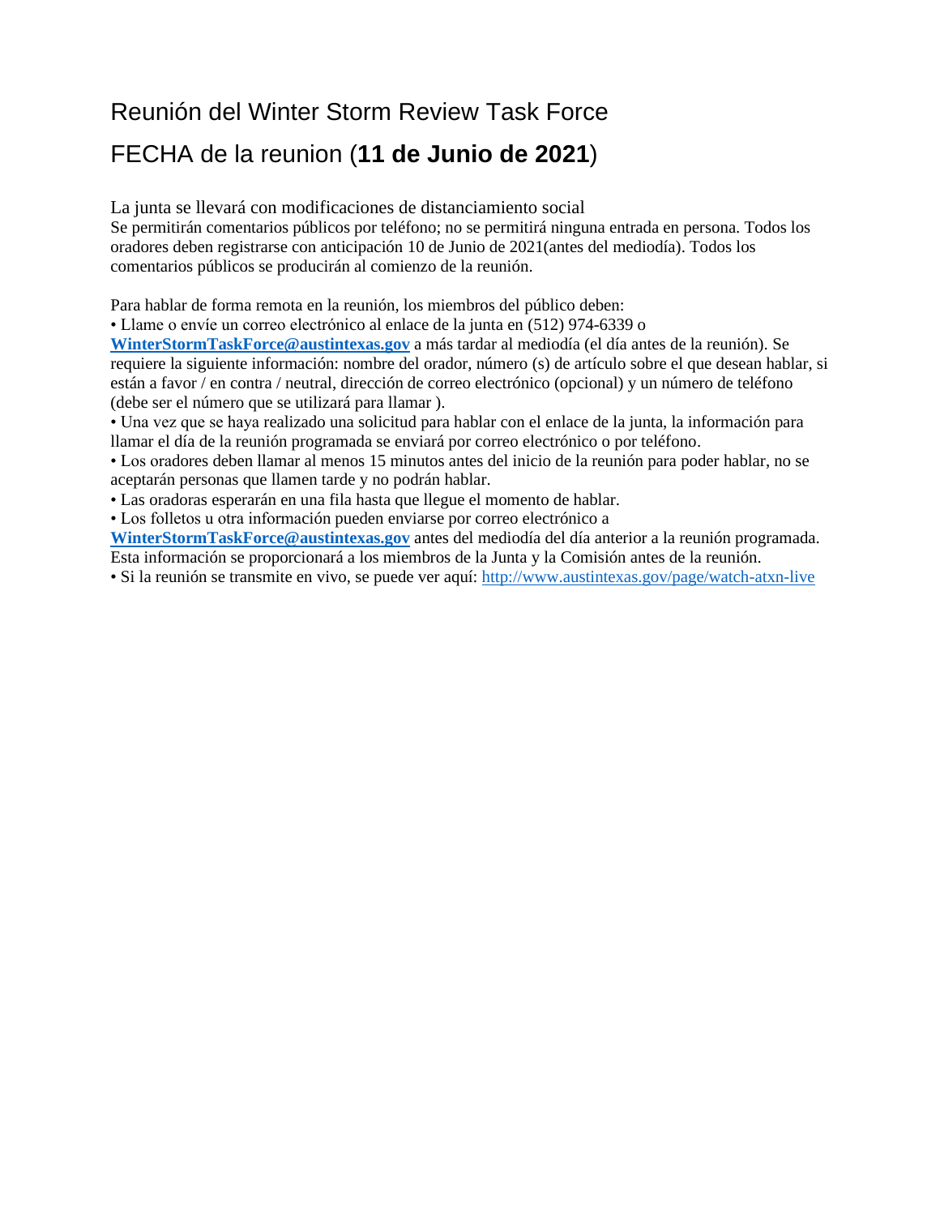# Reunión del Winter Storm Review Task Force

## FECHA de la reunion (**11 de Junio de 2021**)

La junta se llevará con modificaciones de distanciamiento social

Se permitirán comentarios públicos por teléfono; no se permitirá ninguna entrada en persona. Todos los oradores deben registrarse con anticipación 10 de Junio de 2021(antes del mediodía). Todos los comentarios públicos se producirán al comienzo de la reunión.

Para hablar de forma remota en la reunión, los miembros del público deben:

• Llame o envíe un correo electrónico al enlace de la junta en (512) 974-6339 o **WinterStormTaskForce@austintexas.gov** a más tardar al mediodía (el día antes de la reunión). Se requiere la siguiente información: nombre del orador, número (s) de artículo sobre el que desean hablar, si están a favor / en contra / neutral, dirección de correo electrónico (opcional) y un número de teléfono (debe ser el número que se utilizará para llamar ).

• Una vez que se haya realizado una solicitud para hablar con el enlace de la junta, la información para llamar el día de la reunión programada se enviará por correo electrónico o por teléfono.

• Los oradores deben llamar al menos 15 minutos antes del inicio de la reunión para poder hablar, no se aceptarán personas que llamen tarde y no podrán hablar.

• Las oradoras esperarán en una fila hasta que llegue el momento de hablar.

• Los folletos u otra información pueden enviarse por correo electrónico a **WinterStormTaskForce@austintexas.gov** antes del mediodía del día anterior a la reunión programada. Esta información se proporcionará a los miembros de la Junta y la Comisión antes de la reunión.

• Si la reunión se transmite en vivo, se puede ver aquí: http://www.austintexas.gov/page/watch-atxn-live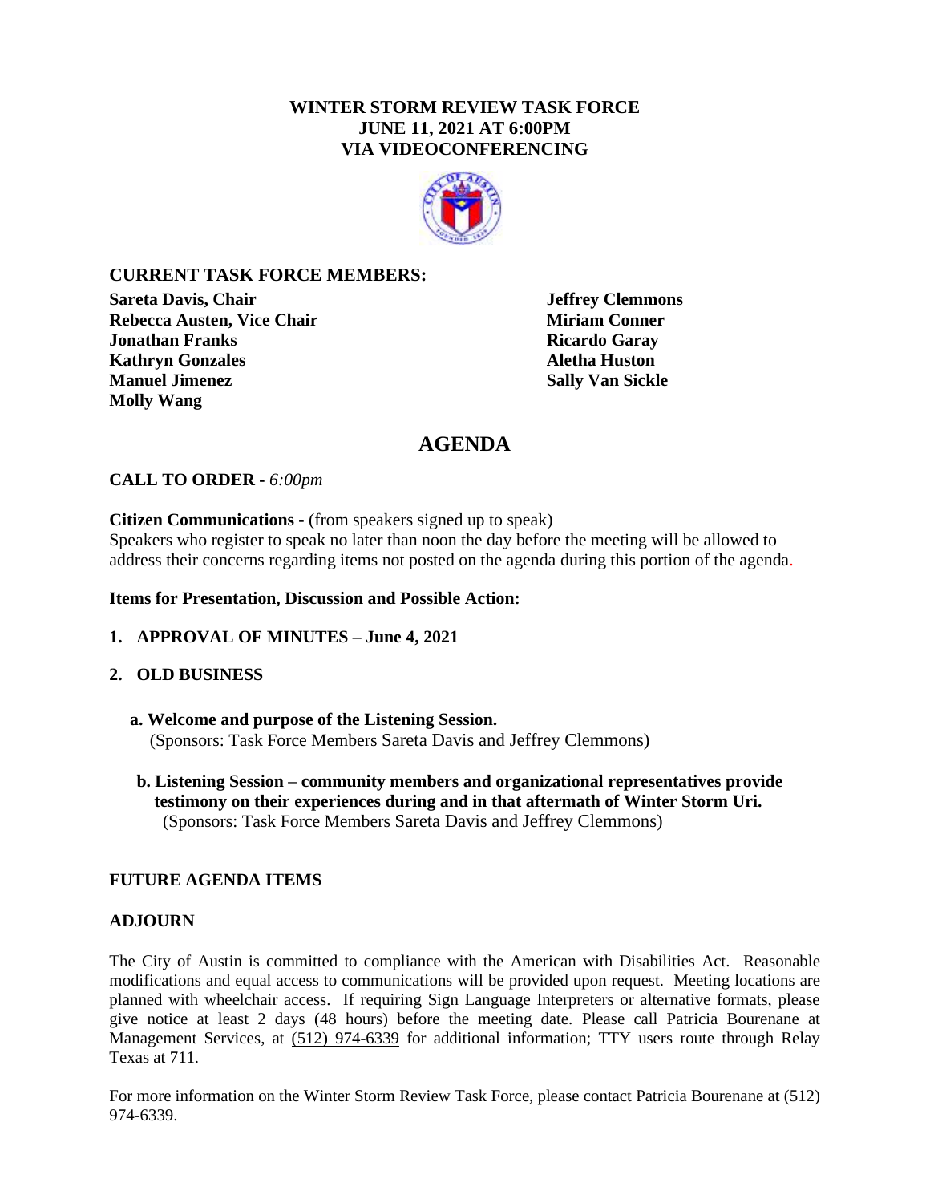# WINTER STORM REVIEW TASK FORCE
## JUNE 11, 2021 AT 6:00PM
## VIA VIDEOCONFERENCING

**CURRENT TASK FORCE MEMBERS:**

**Sareta Davis, Chair**
**Rebecca Austen, Vice Chair**
**Jonathan Franks**
**Kathryn Gonzales**
**Manuel Jimenez**
**Molly Wang**
**Jeffrey Clemmons**
**Miriam Conner**
**Ricardo Garay**
**Aletha Huston**
**Sally Van Sickle**

# AGENDA

**CALL TO ORDER** - *6:00pm*

**Citizen Communications** - (from speakers signed up to speak)
Speakers who register to speak no later than noon the day before the meeting will be allowed to address their concerns regarding items not posted on the agenda during this portion of the agenda.

**Items for Presentation, Discussion and Possible Action:**

1. **APPROVAL OF MINUTES – June 4, 2021**

2. **OLD BUSINESS**

   a. **Welcome and purpose of the Listening Session.**
   (Sponsors: Task Force Members Sareta Davis and Jeffrey Clemmons)

   b. **Listening Session – community members and organizational representatives provide testimony on their experiences during and in that aftermath of Winter Storm Uri.**
   (Sponsors: Task Force Members Sareta Davis and Jeffrey Clemmons)

**FUTURE AGENDA ITEMS**

**ADJOURN**

The City of Austin is committed to compliance with the American with Disabilities Act. Reasonable modifications and equal access to communications will be provided upon request. Meeting locations are planned with wheelchair access. If requiring Sign Language Interpreters or alternative formats, please give notice at least 2 days (48 hours) before the meeting date. Please call Patricia Bourenane at Management Services, at (512) 974-6339 for additional information; TTY users route through Relay Texas at 711.

For more information on the Winter Storm Review Task Force, please contact Patricia Bourenane at (512) 974-6339.